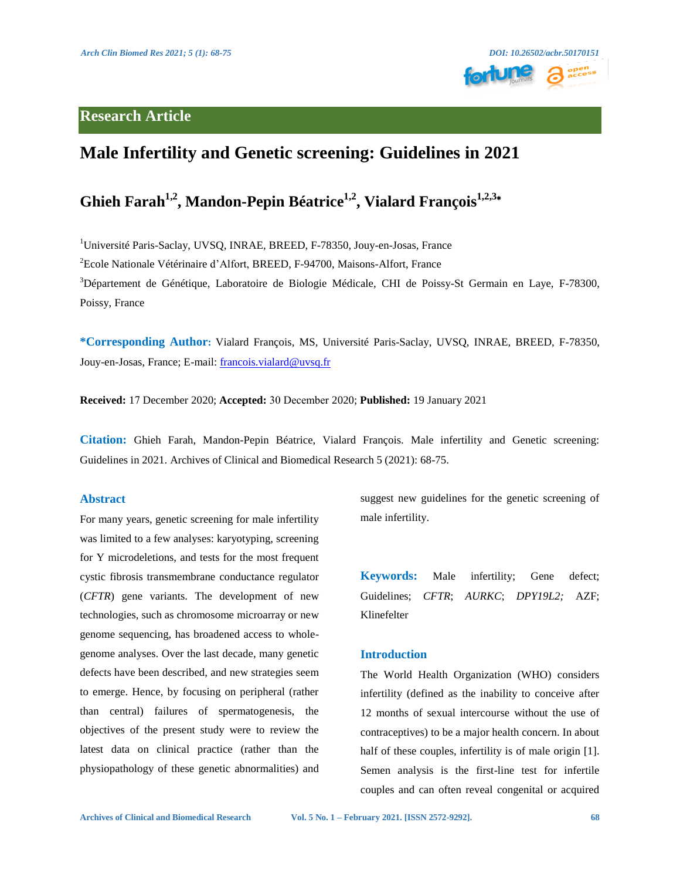## Research Article

# Male Infertility and Genetic screening: Guidelines in 2021

## Ghieh Farah[1,2], Mandon-Pepin Béatrice[1,2], Vialard François[1,2,3*]

[1]Université Paris-Saclay, UVSQ, INRAE, BREED, F-78350, Jouy-en-Josas, France

[2]Ecole Nationale Vétérinaire d'Alfort, BREED, F-94700, Maisons-Alfort, France

[3]Département de Génétique, Laboratoire de Biologie Médicale, CHI de Poissy-St Germain en Laye, F-78300, Poissy, France

**\*Corresponding Author:** Vialard François, MS, Université Paris-Saclay, UVSQ, INRAE, BREED, F-78350, Jouy-en-Josas, France; E-mail: francois.vialard@uvsq.fr

**Received:** 17 December 2020; **Accepted:** 30 December 2020; **Published:** 19 January 2021

**Citation:** Ghieh Farah, Mandon-Pepin Béatrice, Vialard François. Male infertility and Genetic screening: Guidelines in 2021. Archives of Clinical and Biomedical Research 5 (2021): 68-75.

### Abstract

For many years, genetic screening for male infertility was limited to a few analyses: karyotyping, screening for Y microdeletions, and tests for the most frequent cystic fibrosis transmembrane conductance regulator (*CFTR*) gene variants. The development of new technologies, such as chromosome microarray or new genome sequencing, has broadened access to whole-genome analyses. Over the last decade, many genetic defects have been described, and new strategies seem to emerge. Hence, by focusing on peripheral (rather than central) failures of spermatogenesis, the objectives of the present study were to review the latest data on clinical practice (rather than the physiopathology of these genetic abnormalities) and suggest new guidelines for the genetic screening of male infertility.

**Keywords:** Male infertility; Gene defect; Guidelines; *CFTR*; *AURKC*; *DPY19L2;* AZF; Klinefelter

### Introduction

The World Health Organization (WHO) considers infertility (defined as the inability to conceive after 12 months of sexual intercourse without the use of contraceptives) to be a major health concern. In about half of these couples, infertility is of male origin [1]. Semen analysis is the first-line test for infertile couples and can often reveal congenital or acquired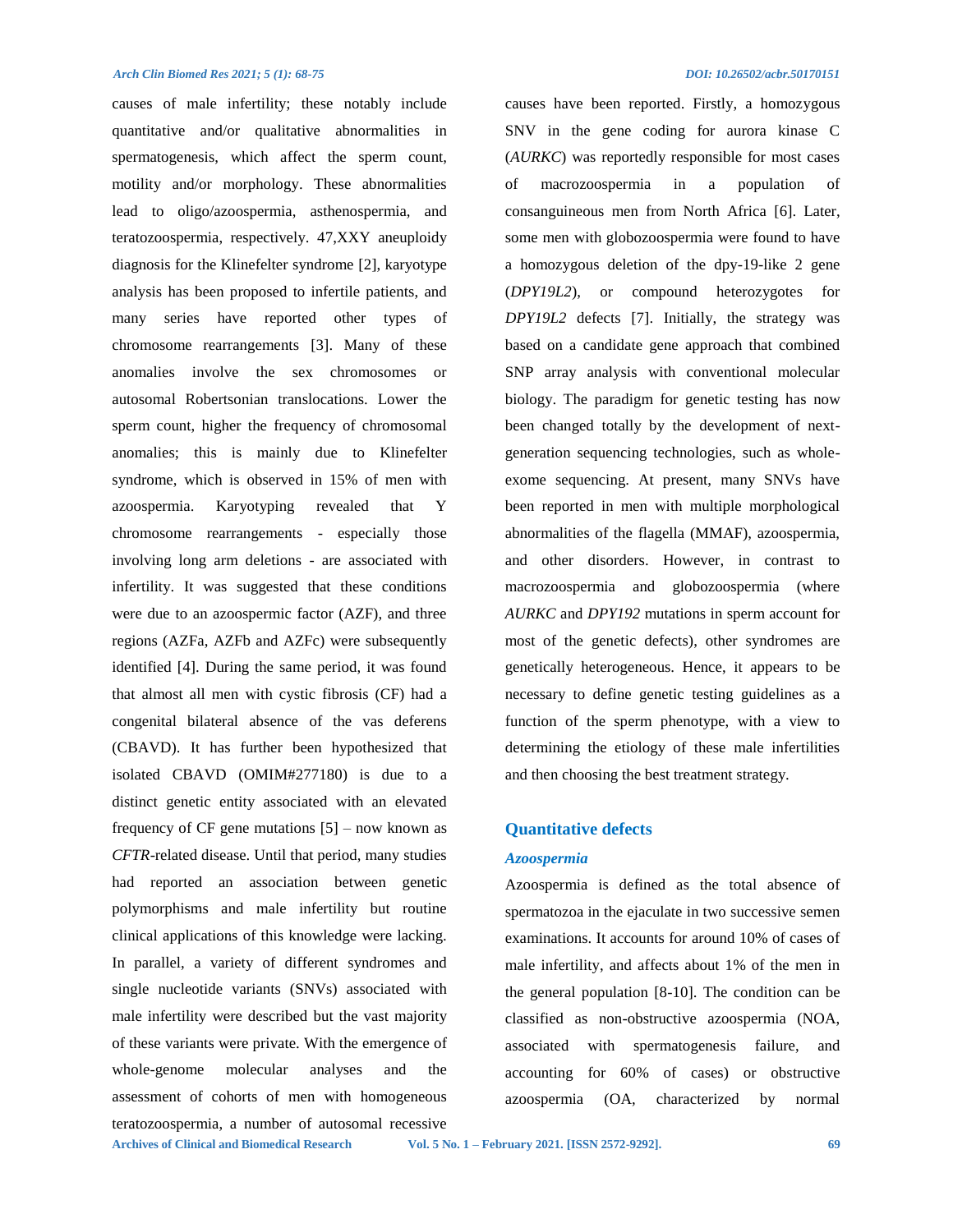causes of male infertility; these notably include quantitative and/or qualitative abnormalities in spermatogenesis, which affect the sperm count, motility and/or morphology. These abnormalities lead to oligo/azoospermia, asthenospermia, and teratozoospermia, respectively. 47,XXY aneuploidy diagnosis for the Klinefelter syndrome [2], karyotype analysis has been proposed to infertile patients, and many series have reported other types of chromosome rearrangements [3]. Many of these anomalies involve the sex chromosomes or autosomal Robertsonian translocations. Lower the sperm count, higher the frequency of chromosomal anomalies; this is mainly due to Klinefelter syndrome, which is observed in 15% of men with azoospermia. Karyotyping revealed that Y chromosome rearrangements - especially those involving long arm deletions - are associated with infertility. It was suggested that these conditions were due to an azoospermic factor (AZF), and three regions (AZFa, AZFb and AZFc) were subsequently identified [4]. During the same period, it was found that almost all men with cystic fibrosis (CF) had a congenital bilateral absence of the vas deferens (CBAVD). It has further been hypothesized that isolated CBAVD (OMIM#277180) is due to a distinct genetic entity associated with an elevated frequency of CF gene mutations [5] – now known as *CFTR*-related disease. Until that period, many studies had reported an association between genetic polymorphisms and male infertility but routine clinical applications of this knowledge were lacking. In parallel, a variety of different syndromes and single nucleotide variants (SNVs) associated with male infertility were described but the vast majority of these variants were private. With the emergence of whole-genome molecular analyses and the assessment of cohorts of men with homogeneous teratozoospermia, a number of autosomal recessive causes have been reported. Firstly, a homozygous SNV in the gene coding for aurora kinase C (*AURKC*) was reportedly responsible for most cases of macrozoospermia in a population of consanguineous men from North Africa [6]. Later, some men with globozoospermia were found to have a homozygous deletion of the dpy-19-like 2 gene (*DPY19L2*), or compound heterozygotes for *DPY19L2* defects [7]. Initially, the strategy was based on a candidate gene approach that combined SNP array analysis with conventional molecular biology. The paradigm for genetic testing has now been changed totally by the development of next-generation sequencing technologies, such as whole-exome sequencing. At present, many SNVs have been reported in men with multiple morphological abnormalities of the flagella (MMAF), azoospermia, and other disorders. However, in contrast to macrozoospermia and globozoospermia (where *AURKC* and *DPY192* mutations in sperm account for most of the genetic defects), other syndromes are genetically heterogeneous. Hence, it appears to be necessary to define genetic testing guidelines as a function of the sperm phenotype, with a view to determining the etiology of these male infertilities and then choosing the best treatment strategy.

## Quantitative defects

### *Azoospermia*

Azoospermia is defined as the total absence of spermatozoa in the ejaculate in two successive semen examinations. It accounts for around 10% of cases of male infertility, and affects about 1% of the men in the general population [8-10]. The condition can be classified as non-obstructive azoospermia (NOA, associated with spermatogenesis failure, and accounting for 60% of cases) or obstructive azoospermia (OA, characterized by normal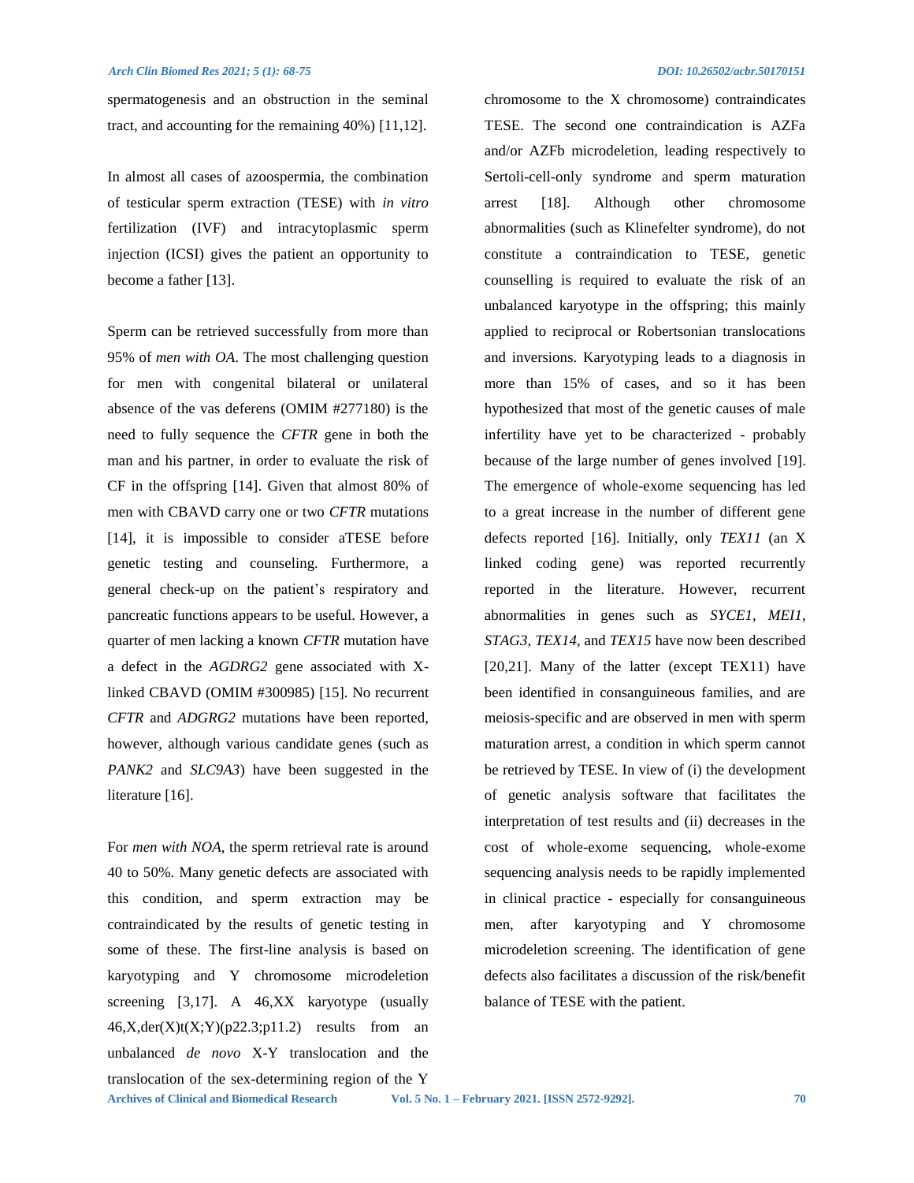spermatogenesis and an obstruction in the seminal tract, and accounting for the remaining 40%) [11,12].

In almost all cases of azoospermia, the combination of testicular sperm extraction (TESE) with *in vitro* fertilization (IVF) and intracytoplasmic sperm injection (ICSI) gives the patient an opportunity to become a father [13].

Sperm can be retrieved successfully from more than 95% of *men with OA*. The most challenging question for men with congenital bilateral or unilateral absence of the vas deferens (OMIM #277180) is the need to fully sequence the *CFTR* gene in both the man and his partner, in order to evaluate the risk of CF in the offspring [14]. Given that almost 80% of men with CBAVD carry one or two *CFTR* mutations [14], it is impossible to consider aTESE before genetic testing and counseling. Furthermore, a general check-up on the patient's respiratory and pancreatic functions appears to be useful. However, a quarter of men lacking a known *CFTR* mutation have a defect in the *AGDRG2* gene associated with X-linked CBAVD (OMIM #300985) [15]. No recurrent *CFTR* and *ADGRG2* mutations have been reported, however, although various candidate genes (such as *PANK2* and *SLC9A3*) have been suggested in the literature [16].

For *men with NOA*, the sperm retrieval rate is around 40 to 50%. Many genetic defects are associated with this condition, and sperm extraction may be contraindicated by the results of genetic testing in some of these. The first-line analysis is based on karyotyping and Y chromosome microdeletion screening [3,17]. A 46,XX karyotype (usually 46,X,der(X)t(X;Y)(p22.3;p11.2) results from an unbalanced *de novo* X-Y translocation and the translocation of the sex-determining region of the Y chromosome to the X chromosome) contraindicates TESE. The second one contraindication is AZFa and/or AZFb microdeletion, leading respectively to Sertoli-cell-only syndrome and sperm maturation arrest [18]. Although other chromosome abnormalities (such as Klinefelter syndrome), do not constitute a contraindication to TESE, genetic counselling is required to evaluate the risk of an unbalanced karyotype in the offspring; this mainly applied to reciprocal or Robertsonian translocations and inversions. Karyotyping leads to a diagnosis in more than 15% of cases, and so it has been hypothesized that most of the genetic causes of male infertility have yet to be characterized - probably because of the large number of genes involved [19]. The emergence of whole-exome sequencing has led to a great increase in the number of different gene defects reported [16]. Initially, only *TEX11* (an X linked coding gene) was reported recurrently reported in the literature. However, recurrent abnormalities in genes such as *SYCE1*, *MEI1*, *STAG3*, *TEX14*, and *TEX15* have now been described [20,21]. Many of the latter (except TEX11) have been identified in consanguineous families, and are meiosis-specific and are observed in men with sperm maturation arrest, a condition in which sperm cannot be retrieved by TESE. In view of (i) the development of genetic analysis software that facilitates the interpretation of test results and (ii) decreases in the cost of whole-exome sequencing, whole-exome sequencing analysis needs to be rapidly implemented in clinical practice - especially for consanguineous men, after karyotyping and Y chromosome microdeletion screening. The identification of gene defects also facilitates a discussion of the risk/benefit balance of TESE with the patient.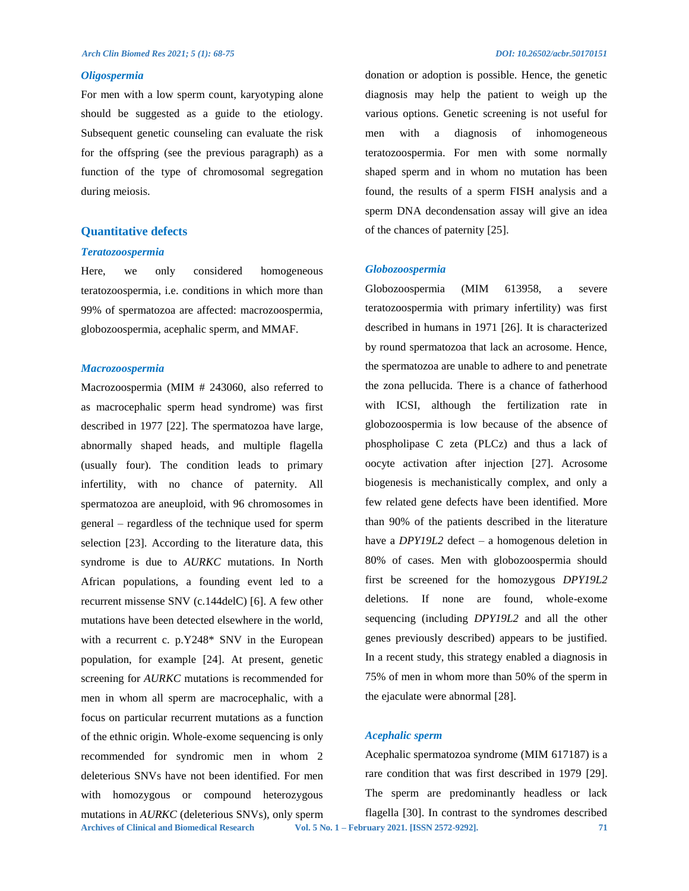### Oligospermia

For men with a low sperm count, karyotyping alone should be suggested as a guide to the etiology. Subsequent genetic counseling can evaluate the risk for the offspring (see the previous paragraph) as a function of the type of chromosomal segregation during meiosis.

## Quantitative defects

### Teratozoospermia

Here, we only considered homogeneous teratozoospermia, i.e. conditions in which more than 99% of spermatozoa are affected: macrozoospermia, globozoospermia, acephalic sperm, and MMAF.

### Macrozoospermia

Macrozoospermia (MIM # 243060, also referred to as macrocephalic sperm head syndrome) was first described in 1977 [22]. The spermatozoa have large, abnormally shaped heads, and multiple flagella (usually four). The condition leads to primary infertility, with no chance of paternity. All spermatozoa are aneuploid, with 96 chromosomes in general – regardless of the technique used for sperm selection [23]. According to the literature data, this syndrome is due to *AURKC* mutations. In North African populations, a founding event led to a recurrent missense SNV (c.144delC) [6]. A few other mutations have been detected elsewhere in the world, with a recurrent c. p.Y248* SNV in the European population, for example [24]. At present, genetic screening for *AURKC* mutations is recommended for men in whom all sperm are macrocephalic, with a focus on particular recurrent mutations as a function of the ethnic origin. Whole-exome sequencing is only recommended for syndromic men in whom 2 deleterious SNVs have not been identified. For men with homozygous or compound heterozygous mutations in *AURKC* (deleterious SNVs), only sperm donation or adoption is possible. Hence, the genetic diagnosis may help the patient to weigh up the various options. Genetic screening is not useful for men with a diagnosis of inhomogeneous teratozoospermia. For men with some normally shaped sperm and in whom no mutation has been found, the results of a sperm FISH analysis and a sperm DNA decondensation assay will give an idea of the chances of paternity [25].

### Globozoospermia

Globozoospermia (MIM 613958, a severe teratozoospermia with primary infertility) was first described in humans in 1971 [26]. It is characterized by round spermatozoa that lack an acrosome. Hence, the spermatozoa are unable to adhere to and penetrate the zona pellucida. There is a chance of fatherhood with ICSI, although the fertilization rate in globozoospermia is low because of the absence of phospholipase C zeta (PLCz) and thus a lack of oocyte activation after injection [27]. Acrosome biogenesis is mechanistically complex, and only a few related gene defects have been identified. More than 90% of the patients described in the literature have a *DPY19L2* defect – a homogenous deletion in 80% of cases. Men with globozoospermia should first be screened for the homozygous *DPY19L2* deletions. If none are found, whole-exome sequencing (including *DPY19L2* and all the other genes previously described) appears to be justified. In a recent study, this strategy enabled a diagnosis in 75% of men in whom more than 50% of the sperm in the ejaculate were abnormal [28].

### Acephalic sperm

Acephalic spermatozoa syndrome (MIM 617187) is a rare condition that was first described in 1979 [29]. The sperm are predominantly headless or lack flagella [30]. In contrast to the syndromes described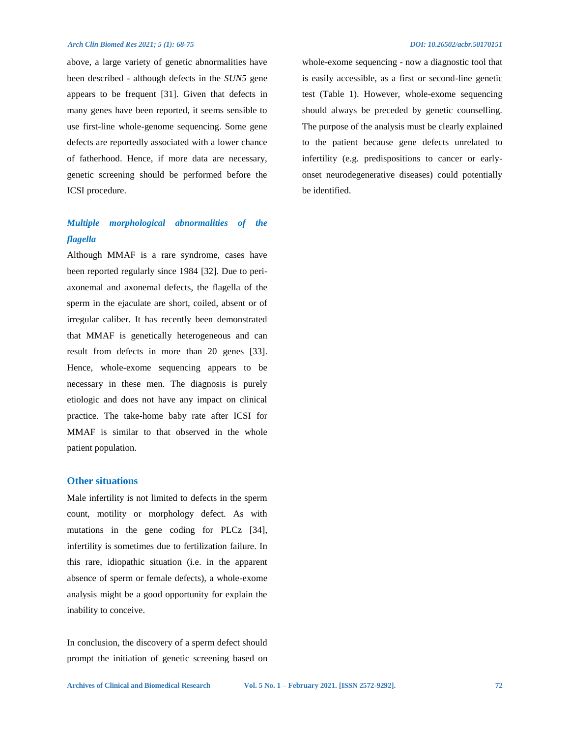above, a large variety of genetic abnormalities have been described - although defects in the *SUN5* gene appears to be frequent [31]. Given that defects in many genes have been reported, it seems sensible to use first-line whole-genome sequencing. Some gene defects are reportedly associated with a lower chance of fatherhood. Hence, if more data are necessary, genetic screening should be performed before the ICSI procedure.

### *Multiple morphological abnormalities of the flagella*

Although MMAF is a rare syndrome, cases have been reported regularly since 1984 [32]. Due to peri-axonemal and axonemal defects, the flagella of the sperm in the ejaculate are short, coiled, absent or of irregular caliber. It has recently been demonstrated that MMAF is genetically heterogeneous and can result from defects in more than 20 genes [33]. Hence, whole-exome sequencing appears to be necessary in these men. The diagnosis is purely etiologic and does not have any impact on clinical practice. The take-home baby rate after ICSI for MMAF is similar to that observed in the whole patient population.

## Other situations

Male infertility is not limited to defects in the sperm count, motility or morphology defect. As with mutations in the gene coding for PLCz [34], infertility is sometimes due to fertilization failure. In this rare, idiopathic situation (i.e. in the apparent absence of sperm or female defects), a whole-exome analysis might be a good opportunity for explain the inability to conceive.

In conclusion, the discovery of a sperm defect should prompt the initiation of genetic screening based on whole-exome sequencing - now a diagnostic tool that is easily accessible, as a first or second-line genetic test (Table 1). However, whole-exome sequencing should always be preceded by genetic counselling. The purpose of the analysis must be clearly explained to the patient because gene defects unrelated to infertility (e.g. predispositions to cancer or early-onset neurodegenerative diseases) could potentially be identified.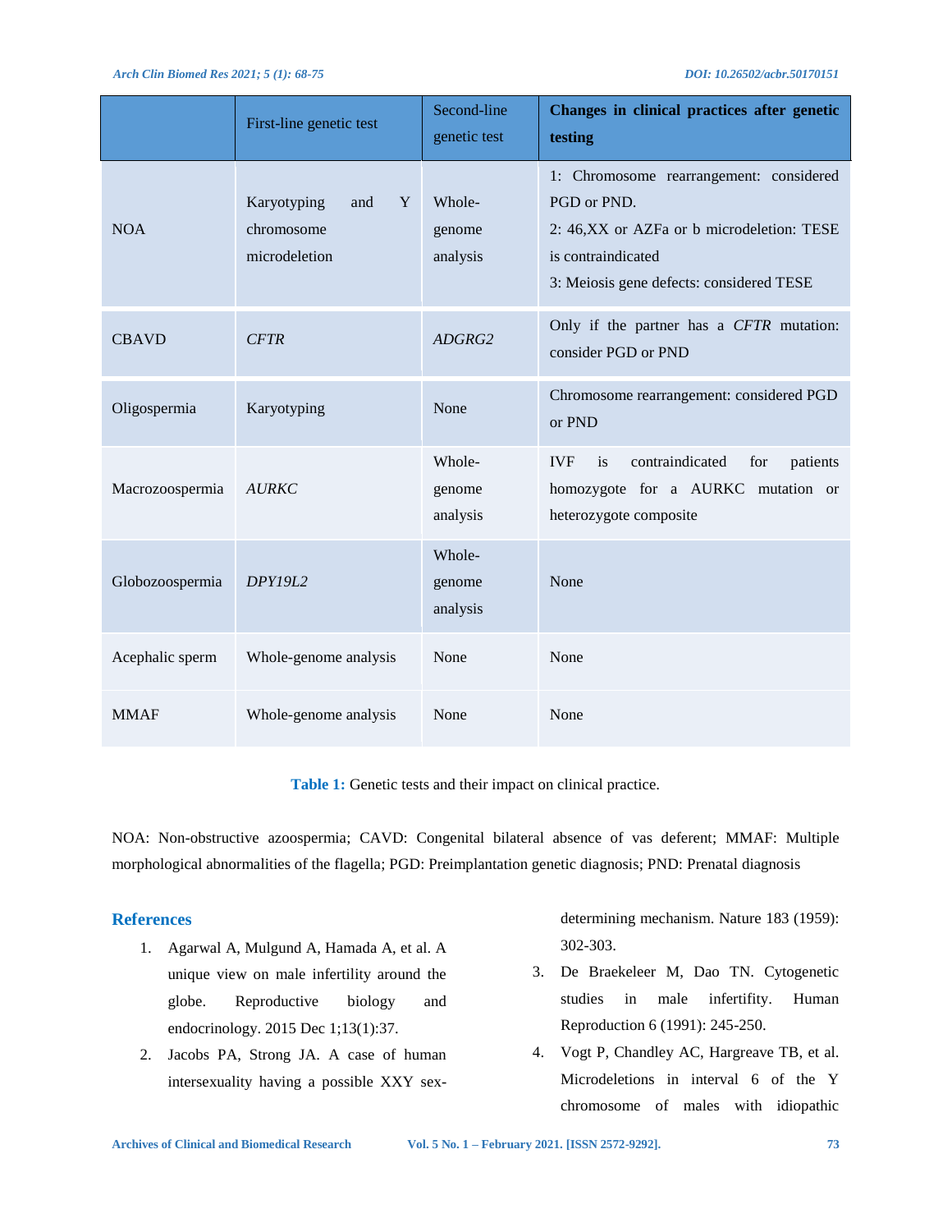| | First-line genetic test | Second-line genetic test | **Changes in clinical practices after genetic testing** |
|---|---|---|---|
| NOA | Karyotyping and Y chromosome microdeletion | Whole-genome analysis | 1: Chromosome rearrangement: considered PGD or PND.<br>2: 46,XX or AZFa or b microdeletion: TESE is contraindicated<br>3: Meiosis gene defects: considered TESE |
| CBAVD | *CFTR* | *ADGRG2* | Only if the partner has a *CFTR* mutation: consider PGD or PND |
| Oligospermia | Karyotyping | None | Chromosome rearrangement: considered PGD or PND |
| Macrozoospermia | *AURKC* | Whole-genome analysis | IVF is contraindicated for patients homozygote for a AURKC mutation or heterozygote composite |
| Globozoospermia | *DPY19L2* | Whole-genome analysis | None |
| Acephalic sperm | Whole-genome analysis | None | None |
| MMAF | Whole-genome analysis | None | None |

**Table 1:** Genetic tests and their impact on clinical practice.

NOA: Non-obstructive azoospermia; CAVD: Congenital bilateral absence of vas deferent; MMAF: Multiple morphological abnormalities of the flagella; PGD: Preimplantation genetic diagnosis; PND: Prenatal diagnosis

## References

1. Agarwal A, Mulgund A, Hamada A, et al. A unique view on male infertility around the globe. Reproductive biology and endocrinology. 2015 Dec 1;13(1):37.
2. Jacobs PA, Strong JA. A case of human intersexuality having a possible XXY sex-determining mechanism. Nature 183 (1959): 302-303.
3. De Braekeleer M, Dao TN. Cytogenetic studies in male infertifity. Human Reproduction 6 (1991): 245-250.
4. Vogt P, Chandley AC, Hargreave TB, et al. Microdeletions in interval 6 of the Y chromosome of males with idiopathic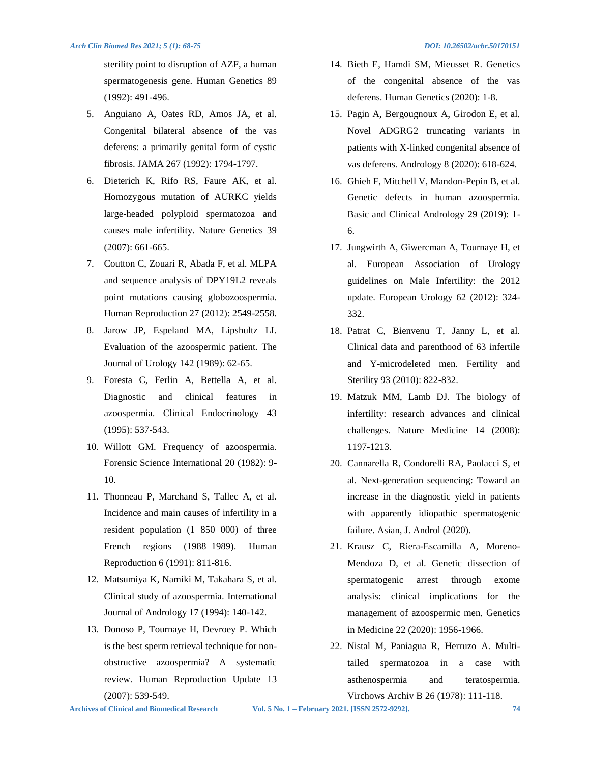sterility point to disruption of AZF, a human spermatogenesis gene. Human Genetics 89 (1992): 491-496.

5. Anguiano A, Oates RD, Amos JA, et al. Congenital bilateral absence of the vas deferens: a primarily genital form of cystic fibrosis. JAMA 267 (1992): 1794-1797.
6. Dieterich K, Rifo RS, Faure AK, et al. Homozygous mutation of AURKC yields large-headed polyploid spermatozoa and causes male infertility. Nature Genetics 39 (2007): 661-665.
7. Coutton C, Zouari R, Abada F, et al. MLPA and sequence analysis of DPY19L2 reveals point mutations causing globozoospermia. Human Reproduction 27 (2012): 2549-2558.
8. Jarow JP, Espeland MA, Lipshultz LI. Evaluation of the azoospermic patient. The Journal of Urology 142 (1989): 62-65.
9. Foresta C, Ferlin A, Bettella A, et al. Diagnostic and clinical features in azoospermia. Clinical Endocrinology 43 (1995): 537-543.
10. Willott GM. Frequency of azoospermia. Forensic Science International 20 (1982): 9-10.
11. Thonneau P, Marchand S, Tallec A, et al. Incidence and main causes of infertility in a resident population (1 850 000) of three French regions (1988–1989). Human Reproduction 6 (1991): 811-816.
12. Matsumiya K, Namiki M, Takahara S, et al. Clinical study of azoospermia. International Journal of Andrology 17 (1994): 140-142.
13. Donoso P, Tournaye H, Devroey P. Which is the best sperm retrieval technique for non-obstructive azoospermia? A systematic review. Human Reproduction Update 13 (2007): 539-549.
14. Bieth E, Hamdi SM, Mieusset R. Genetics of the congenital absence of the vas deferens. Human Genetics (2020): 1-8.
15. Pagin A, Bergougnoux A, Girodon E, et al. Novel ADGRG2 truncating variants in patients with X-linked congenital absence of vas deferens. Andrology 8 (2020): 618-624.
16. Ghieh F, Mitchell V, Mandon-Pepin B, et al. Genetic defects in human azoospermia. Basic and Clinical Andrology 29 (2019): 1-6.
17. Jungwirth A, Giwercman A, Tournaye H, et al. European Association of Urology guidelines on Male Infertility: the 2012 update. European Urology 62 (2012): 324-332.
18. Patrat C, Bienvenu T, Janny L, et al. Clinical data and parenthood of 63 infertile and Y-microdeleted men. Fertility and Sterility 93 (2010): 822-832.
19. Matzuk MM, Lamb DJ. The biology of infertility: research advances and clinical challenges. Nature Medicine 14 (2008): 1197-1213.
20. Cannarella R, Condorelli RA, Paolacci S, et al. Next-generation sequencing: Toward an increase in the diagnostic yield in patients with apparently idiopathic spermatogenic failure. Asian, J. Androl (2020).
21. Krausz C, Riera-Escamilla A, Moreno-Mendoza D, et al. Genetic dissection of spermatogenic arrest through exome analysis: clinical implications for the management of azoospermic men. Genetics in Medicine 22 (2020): 1956-1966.
22. Nistal M, Paniagua R, Herruzo A. Multi-tailed spermatozoa in a case with asthenospermia and teratospermia. Virchows Archiv B 26 (1978): 111-118.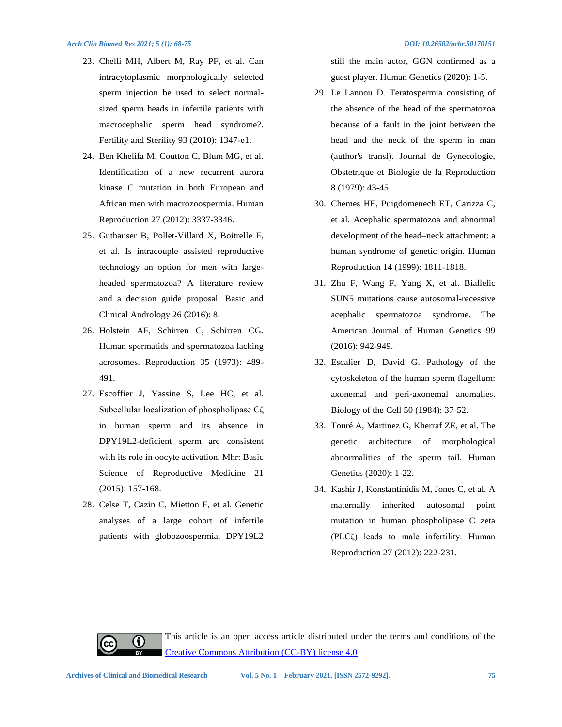23. Chelli MH, Albert M, Ray PF, et al. Can intracytoplasmic morphologically selected sperm injection be used to select normal-sized sperm heads in infertile patients with macrocephalic sperm head syndrome?. Fertility and Sterility 93 (2010): 1347-e1.
24. Ben Khelifa M, Coutton C, Blum MG, et al. Identification of a new recurrent aurora kinase C mutation in both European and African men with macrozoospermia. Human Reproduction 27 (2012): 3337-3346.
25. Guthauser B, Pollet-Villard X, Boitrelle F, et al. Is intracouple assisted reproductive technology an option for men with large-headed spermatozoa? A literature review and a decision guide proposal. Basic and Clinical Andrology 26 (2016): 8.
26. Holstein AF, Schirren C, Schirren CG. Human spermatids and spermatozoa lacking acrosomes. Reproduction 35 (1973): 489-491.
27. Escoffier J, Yassine S, Lee HC, et al. Subcellular localization of phospholipase Cζ in human sperm and its absence in DPY19L2-deficient sperm are consistent with its role in oocyte activation. Mhr: Basic Science of Reproductive Medicine 21 (2015): 157-168.
28. Celse T, Cazin C, Mietton F, et al. Genetic analyses of a large cohort of infertile patients with globozoospermia, DPY19L2 still the main actor, GGN confirmed as a guest player. Human Genetics (2020): 1-5.
29. Le Lannou D. Teratospermia consisting of the absence of the head of the spermatozoa because of a fault in the joint between the head and the neck of the sperm in man (author's transl). Journal de Gynecologie, Obstetrique et Biologie de la Reproduction 8 (1979): 43-45.
30. Chemes HE, Puigdomenech ET, Carizza C, et al. Acephalic spermatozoa and abnormal development of the head–neck attachment: a human syndrome of genetic origin. Human Reproduction 14 (1999): 1811-1818.
31. Zhu F, Wang F, Yang X, et al. Biallelic SUN5 mutations cause autosomal-recessive acephalic spermatozoa syndrome. The American Journal of Human Genetics 99 (2016): 942-949.
32. Escalier D, David G. Pathology of the cytoskeleton of the human sperm flagellum: axonemal and peri-axonemal anomalies. Biology of the Cell 50 (1984): 37-52.
33. Touré A, Martinez G, Kherraf ZE, et al. The genetic architecture of morphological abnormalities of the sperm tail. Human Genetics (2020): 1-22.
34. Kashir J, Konstantinidis M, Jones C, et al. A maternally inherited autosomal point mutation in human phospholipase C zeta (PLCζ) leads to male infertility. Human Reproduction 27 (2012): 222-231.

This article is an open access article distributed under the terms and conditions of the Creative Commons Attribution (CC-BY) license 4.0